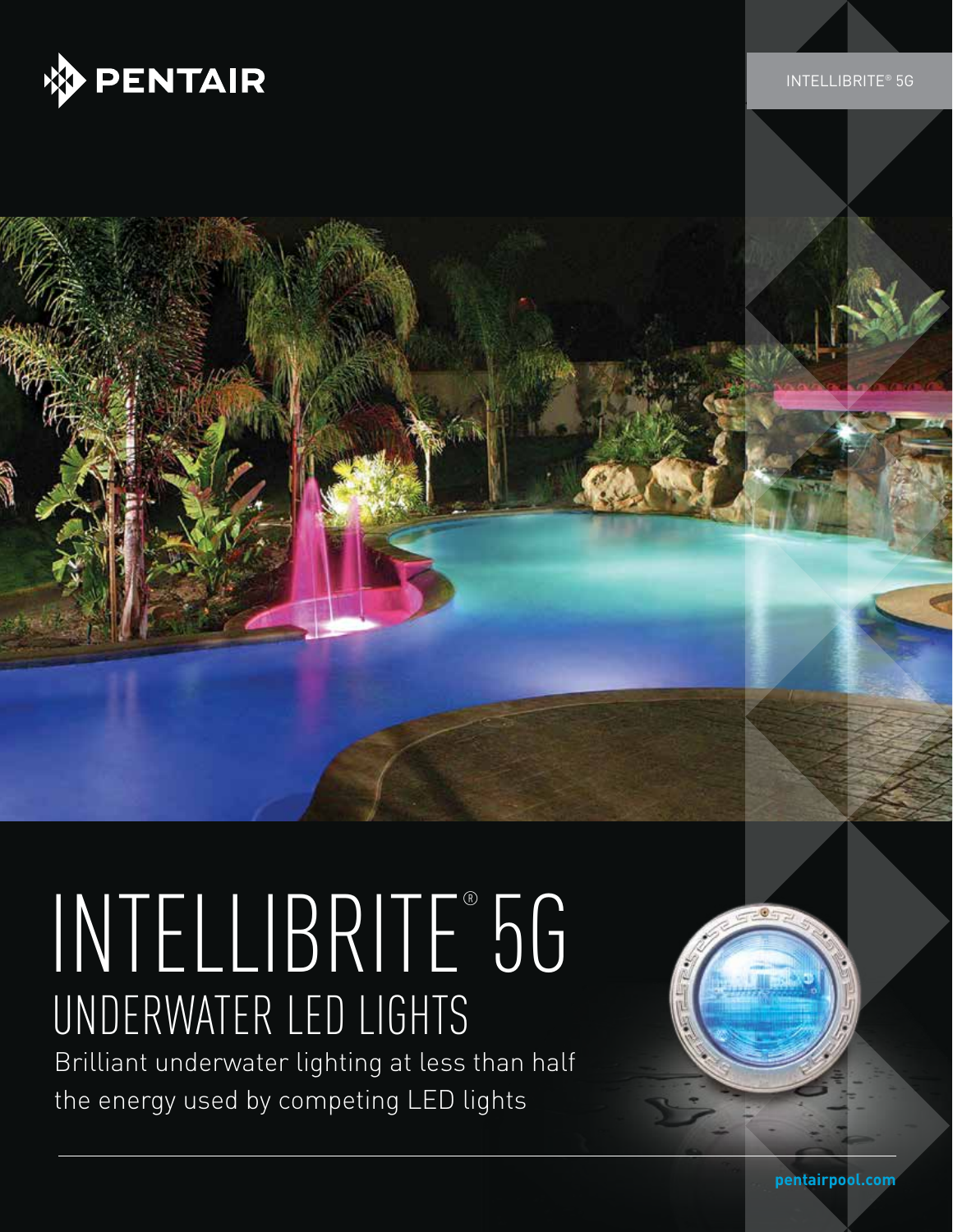PENTAIR

INTELLIBRITE® 5G

# INTELLIBRITE® 5G
## UNDERWATER LED LIGHTS

Brilliant underwater lighting at less than half the energy used by competing LED lights

**pentairpool.com**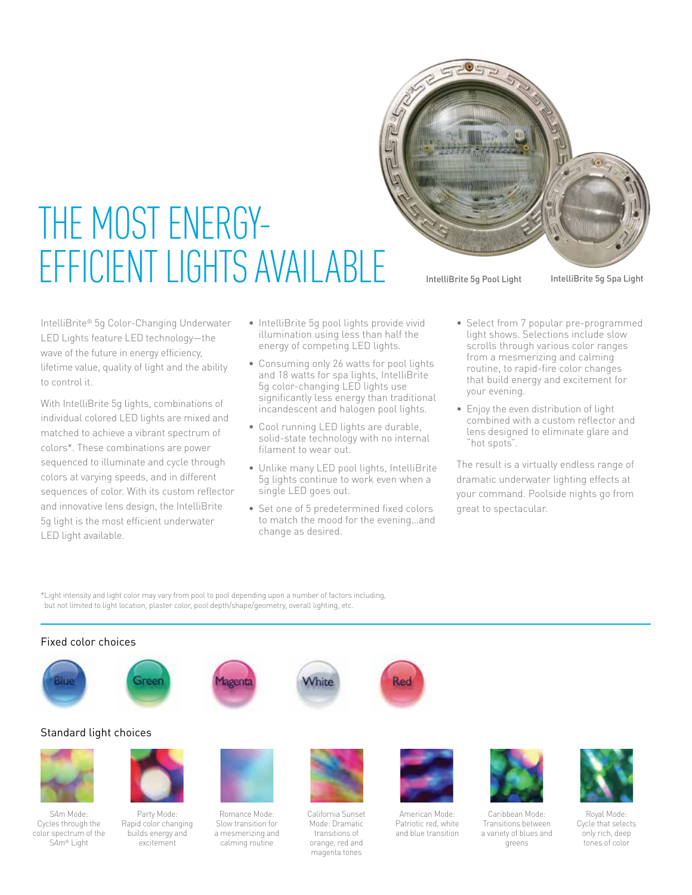# THE MOST ENERGY-EFFICIENT LIGHTS AVAILABLE

IntelliBrite 5g Pool Light

IntelliBrite 5g Spa Light

IntelliBrite® 5g Color-Changing Underwater LED Lights feature LED technology—the wave of the future in energy efficiency, lifetime value, quality of light and the ability to control it.

With IntelliBrite 5g lights, combinations of individual colored LED lights are mixed and matched to achieve a vibrant spectrum of colors*. These combinations are power sequenced to illuminate and cycle through colors at varying speeds, and in different sequences of color. With its custom reflector and innovative lens design, the IntelliBrite 5g light is the most efficient underwater LED light available.

- IntelliBrite 5g pool lights provide vivid illumination using less than half the energy of competing LED lights.
- Consuming only 26 watts for pool lights and 18 watts for spa lights, IntelliBrite 5g color-changing LED lights use significantly less energy than traditional incandescent and halogen pool lights.
- Cool running LED lights are durable, solid-state technology with no internal filament to wear out.
- Unlike many LED pool lights, IntelliBrite 5g lights continue to work even when a single LED goes out.
- Set one of 5 predetermined fixed colors to match the mood for the evening...and change as desired.
- Select from 7 popular pre-programmed light shows. Selections include slow scrolls through various color ranges from a mesmerizing and calming routine, to rapid-fire color changes that build energy and excitement for your evening.
- Enjoy the even distribution of light combined with a custom reflector and lens designed to eliminate glare and "hot spots".

The result is a virtually endless range of dramatic underwater lighting effects at your command. Poolside nights go from great to spectacular.

*Light intensity and light color may vary from pool to pool depending upon a number of factors including, but not limited to light location, plaster color, pool depth/shape/geometry, overall lighting, etc.

## Fixed color choices

Blue · Green · Magenta · White · Red

## Standard light choices

S*Am* Mode: Cycles through the color spectrum of the S*Am*® Light

Party Mode: Rapid color changing builds energy and excitement

Romance Mode: Slow transition for a mesmerizing and calming routine

California Sunset Mode: Dramatic transitions of orange, red and magenta tones

American Mode: Patriotic red, white and blue transition

Caribbean Mode: Transitions between a variety of blues and greens

Royal Mode: Cycle that selects only rich, deep tones of color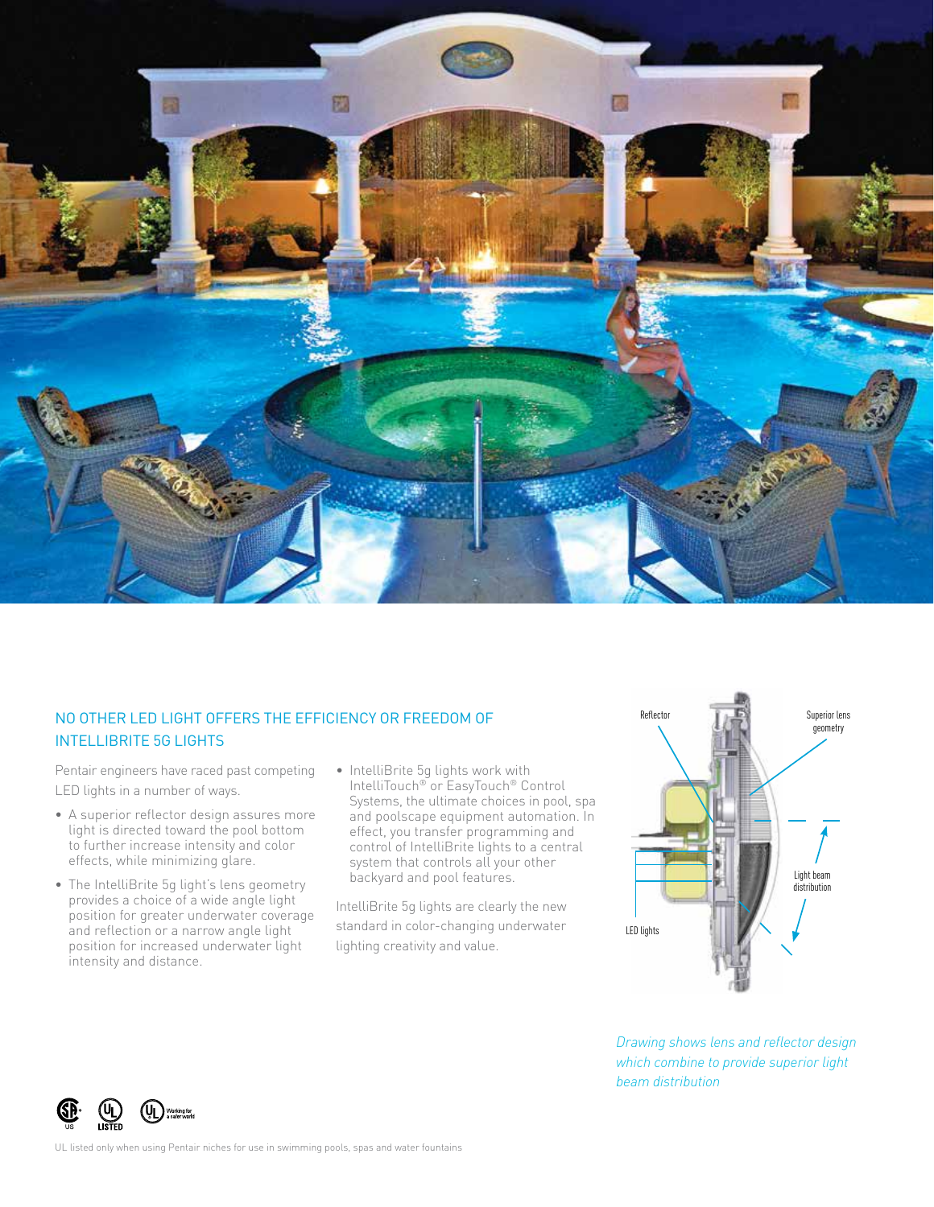## NO OTHER LED LIGHT OFFERS THE EFFICIENCY OR FREEDOM OF INTELLIBRITE 5G LIGHTS

Pentair engineers have raced past competing LED lights in a number of ways.

- A superior reflector design assures more light is directed toward the pool bottom to further increase intensity and color effects, while minimizing glare.
- The IntelliBrite 5g light's lens geometry provides a choice of a wide angle light position for greater underwater coverage and reflection or a narrow angle light position for increased underwater light intensity and distance.
- IntelliBrite 5g lights work with IntelliTouch® or EasyTouch® Control Systems, the ultimate choices in pool, spa and poolscape equipment automation. In effect, you transfer programming and control of IntelliBrite lights to a central system that controls all your other backyard and pool features.

IntelliBrite 5g lights are clearly the new standard in color-changing underwater lighting creativity and value.

Reflector

Superior lens geometry

Light beam distribution

LED lights

*Drawing shows lens and reflector design which combine to provide superior light beam distribution*

UL listed only when using Pentair niches for use in swimming pools, spas and water fountains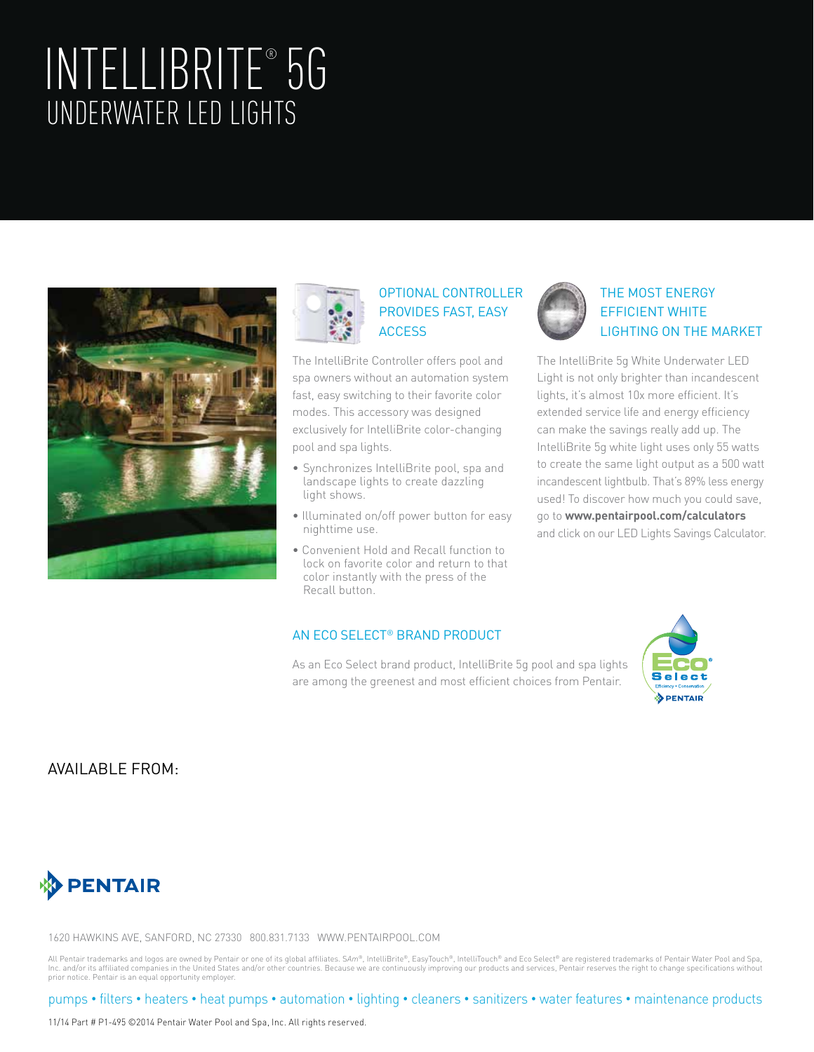# INTELLIBRITE® 5G

## UNDERWATER LED LIGHTS

### OPTIONAL CONTROLLER PROVIDES FAST, EASY ACCESS

The IntelliBrite Controller offers pool and spa owners without an automation system fast, easy switching to their favorite color modes. This accessory was designed exclusively for IntelliBrite color-changing pool and spa lights.

- Synchronizes IntelliBrite pool, spa and landscape lights to create dazzling light shows.
- Illuminated on/off power button for easy nighttime use.
- Convenient Hold and Recall function to lock on favorite color and return to that color instantly with the press of the Recall button.

### THE MOST ENERGY EFFICIENT WHITE LIGHTING ON THE MARKET

The IntelliBrite 5g White Underwater LED Light is not only brighter than incandescent lights, it's almost 10x more efficient. It's extended service life and energy efficiency can make the savings really add up. The IntelliBrite 5g white light uses only 55 watts to create the same light output as a 500 watt incandescent lightbulb. That's 89% less energy used! To discover how much you could save, go to **www.pentairpool.com/calculators** and click on our LED Lights Savings Calculator.

### AN ECO SELECT® BRAND PRODUCT

As an Eco Select brand product, IntelliBrite 5g pool and spa lights are among the greenest and most efficient choices from Pentair.

Eco® Select
Efficiency • Conservation
PENTAIR

AVAILABLE FROM:

PENTAIR

1620 HAWKINS AVE, SANFORD, NC 27330 800.831.7133 WWW.PENTAIRPOOL.COM

All Pentair trademarks and logos are owned by Pentair or one of its global affiliates. SAm®, IntelliBrite®, EasyTouch®, IntelliTouch® and Eco Select® are registered trademarks of Pentair Water Pool and Spa, Inc. and/or its affiliated companies in the United States and/or other countries. Because we are continuously improving our products and services, Pentair reserves the right to change specifications without prior notice. Pentair is an equal opportunity employer.

pumps • filters • heaters • heat pumps • automation • lighting • cleaners • sanitizers • water features • maintenance products

11/14 Part # P1-495 ©2014 Pentair Water Pool and Spa, Inc. All rights reserved.